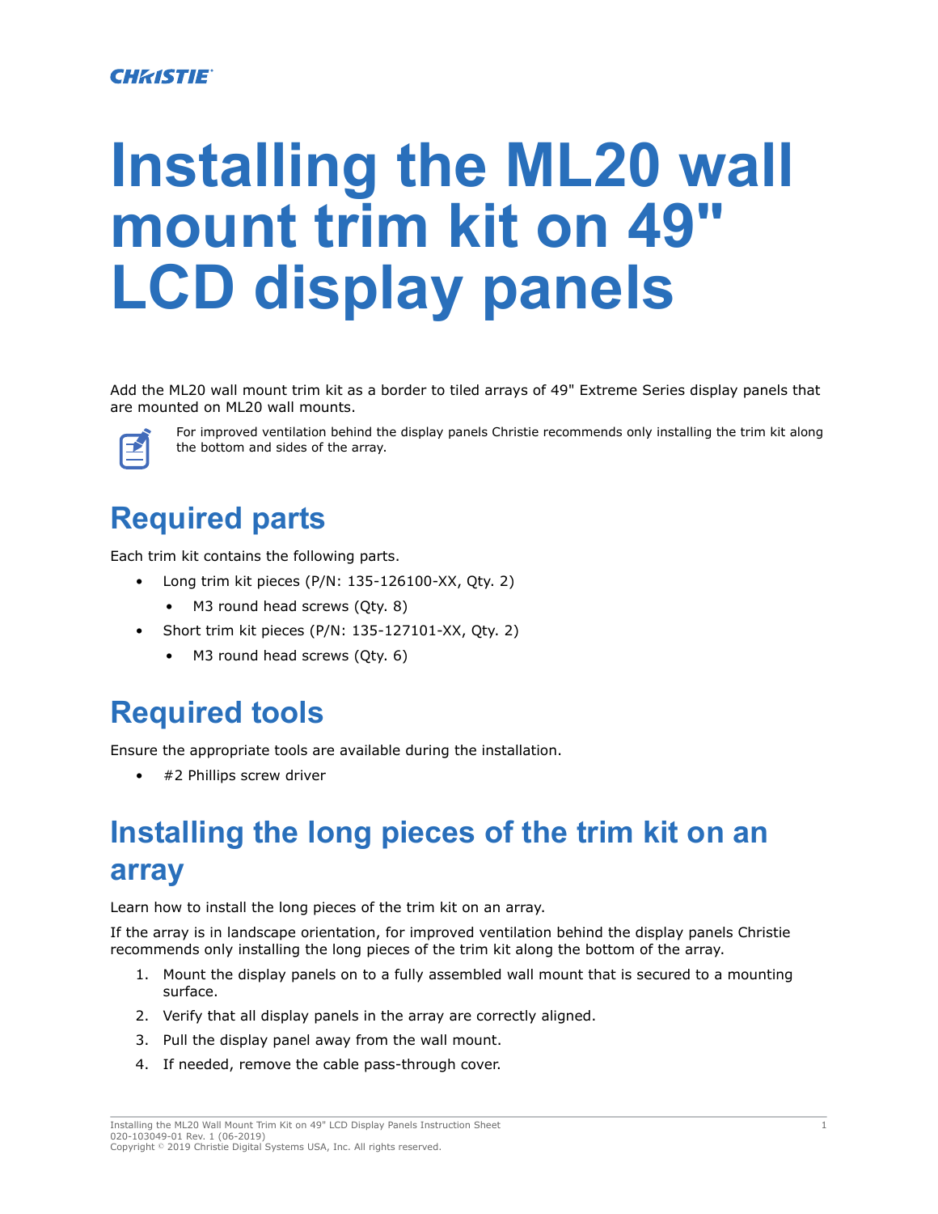CHRISTIE

# Installing the ML20 wall mount trim kit on 49" LCD display panels

Add the ML20 wall mount trim kit as a border to tiled arrays of 49" Extreme Series display panels that are mounted on ML20 wall mounts.

For improved ventilation behind the display panels Christie recommends only installing the trim kit along the bottom and sides of the array.

## Required parts

Each trim kit contains the following parts.

- Long trim kit pieces (P/N: 135-126100-XX, Qty. 2)
  - M3 round head screws (Qty. 8)
- Short trim kit pieces (P/N: 135-127101-XX, Qty. 2)
  - M3 round head screws (Qty. 6)

## Required tools

Ensure the appropriate tools are available during the installation.

- #2 Phillips screw driver

## Installing the long pieces of the trim kit on an array

Learn how to install the long pieces of the trim kit on an array.

If the array is in landscape orientation, for improved ventilation behind the display panels Christie recommends only installing the long pieces of the trim kit along the bottom of the array.

1. Mount the display panels on to a fully assembled wall mount that is secured to a mounting surface.
2. Verify that all display panels in the array are correctly aligned.
3. Pull the display panel away from the wall mount.
4. If needed, remove the cable pass-through cover.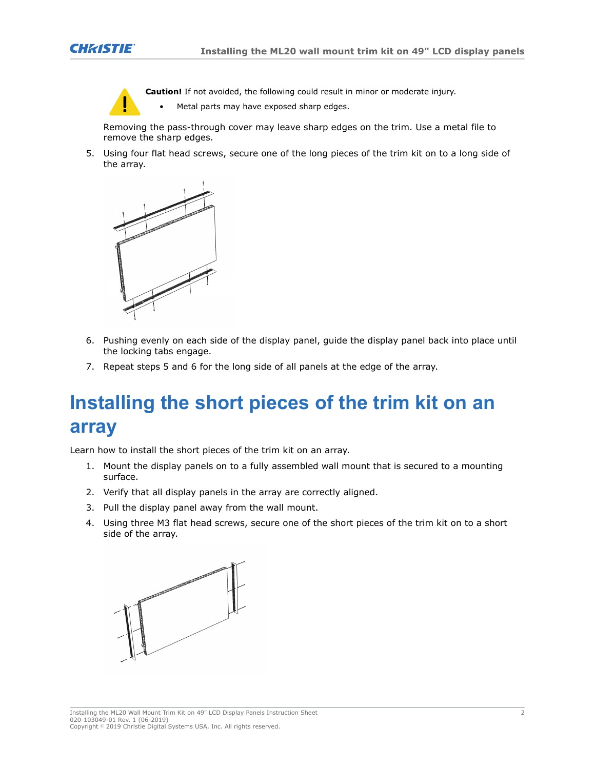**Caution!** If not avoided, the following could result in minor or moderate injury.

- Metal parts may have exposed sharp edges.

Removing the pass-through cover may leave sharp edges on the trim. Use a metal file to remove the sharp edges.

5. Using four flat head screws, secure one of the long pieces of the trim kit on to a long side of the array.
6. Pushing evenly on each side of the display panel, guide the display panel back into place until the locking tabs engage.
7. Repeat steps 5 and 6 for the long side of all panels at the edge of the array.

# Installing the short pieces of the trim kit on an array

Learn how to install the short pieces of the trim kit on an array.

1. Mount the display panels on to a fully assembled wall mount that is secured to a mounting surface.
2. Verify that all display panels in the array are correctly aligned.
3. Pull the display panel away from the wall mount.
4. Using three M3 flat head screws, secure one of the short pieces of the trim kit on to a short side of the array.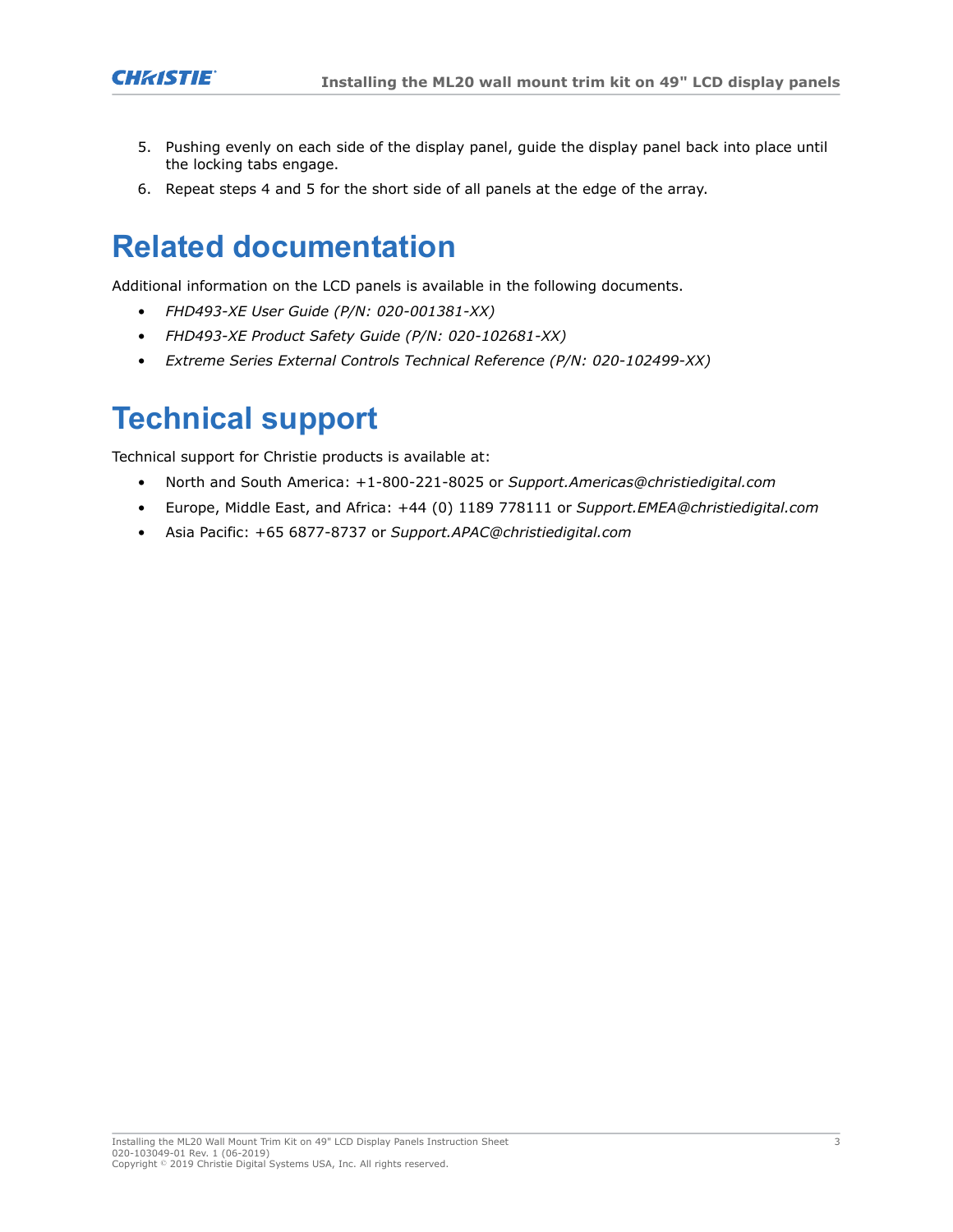5. Pushing evenly on each side of the display panel, guide the display panel back into place until the locking tabs engage.
6. Repeat steps 4 and 5 for the short side of all panels at the edge of the array.

# Related documentation

Additional information on the LCD panels is available in the following documents.

- *FHD493-XE User Guide (P/N: 020-001381-XX)*
- *FHD493-XE Product Safety Guide (P/N: 020-102681-XX)*
- *Extreme Series External Controls Technical Reference (P/N: 020-102499-XX)*

# Technical support

Technical support for Christie products is available at:

- North and South America: +1-800-221-8025 or *Support.Americas@christiedigital.com*
- Europe, Middle East, and Africa: +44 (0) 1189 778111 or *Support.EMEA@christiedigital.com*
- Asia Pacific: +65 6877-8737 or *Support.APAC@christiedigital.com*

Installing the ML20 Wall Mount Trim Kit on 49" LCD Display Panels Instruction Sheet
020-103049-01 Rev. 1 (06-2019)
Copyright © 2019 Christie Digital Systems USA, Inc. All rights reserved.